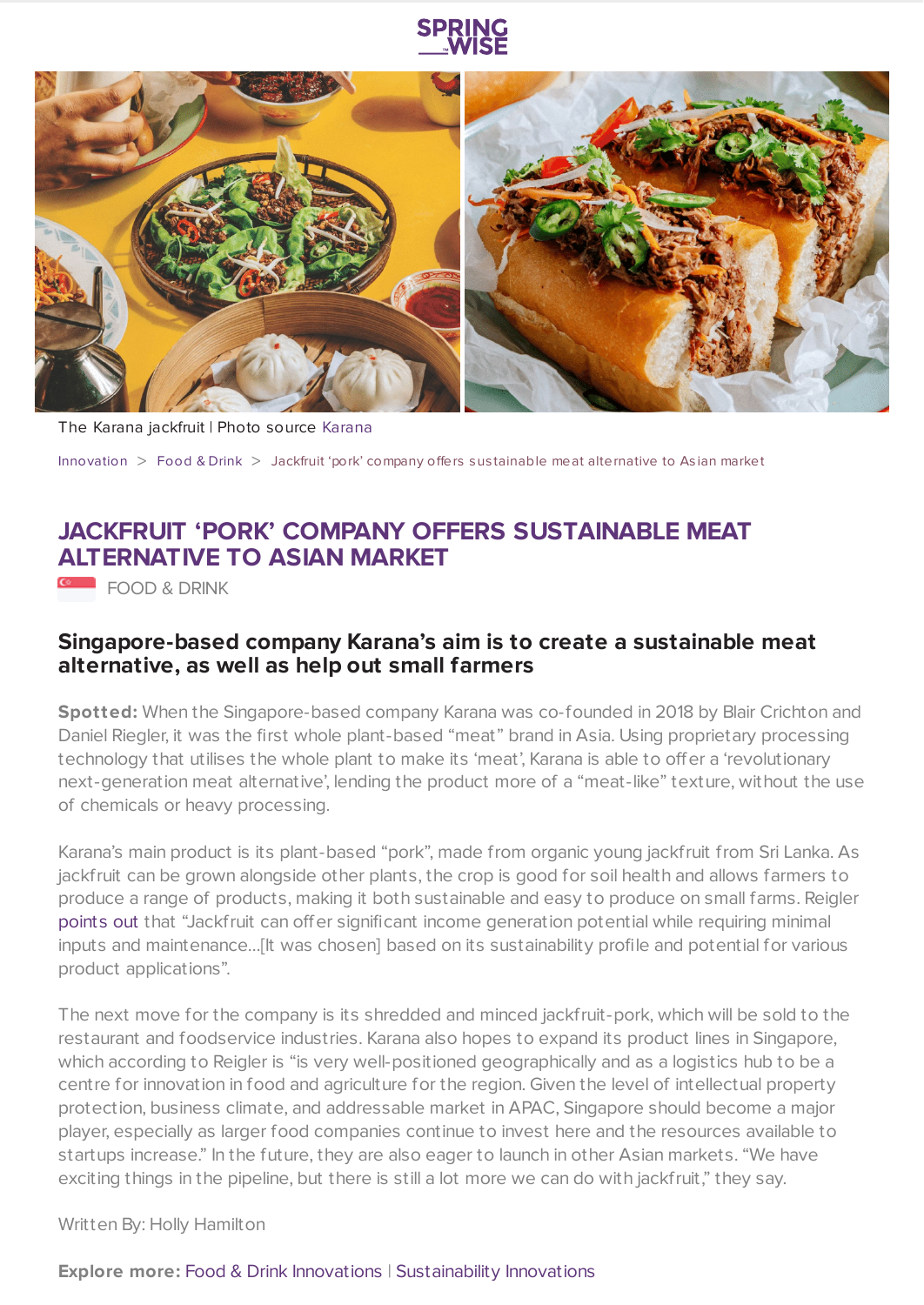The Karana jackfruit | Photo source Karana

Innovation > Food & Drink > Jackfruit 'pork' company offers sustainable meat alternative to Asian market

# JACKFRUIT 'PORK' COMPANY OFFERS SUSTAINABLE MEAT ALTERNATIVE TO ASIAN MARKET

FOOD & DRINK

## Singapore-based company Karana's aim is to create a sustainable meat alternative, as well as help out small farmers

**Spotted:** When the Singapore-based company Karana was co-founded in 2018 by Blair Crichton and Daniel Riegler, it was the first whole plant-based "meat" brand in Asia. Using proprietary processing technology that utilises the whole plant to make its 'meat', Karana is able to offer a 'revolutionary next-generation meat alternative', lending the product more of a "meat-like" texture, without the use of chemicals or heavy processing.

Karana's main product is its plant-based "pork", made from organic young jackfruit from Sri Lanka. As jackfruit can be grown alongside other plants, the crop is good for soil health and allows farmers to produce a range of products, making it both sustainable and easy to produce on small farms. Reigler points out that "Jackfruit can offer significant income generation potential while requiring minimal inputs and maintenance…[It was chosen] based on its sustainability profile and potential for various product applications".

The next move for the company is its shredded and minced jackfruit-pork, which will be sold to the restaurant and foodservice industries. Karana also hopes to expand its product lines in Singapore, which according to Reigler is "is very well-positioned geographically and as a logistics hub to be a centre for innovation in food and agriculture for the region. Given the level of intellectual property protection, business climate, and addressable market in APAC, Singapore should become a major player, especially as larger food companies continue to invest here and the resources available to startups increase." In the future, they are also eager to launch in other Asian markets. "We have exciting things in the pipeline, but there is still a lot more we can do with jackfruit," they say.

Written By: Holly Hamilton

**Explore more:** Food & Drink Innovations | Sustainability Innovations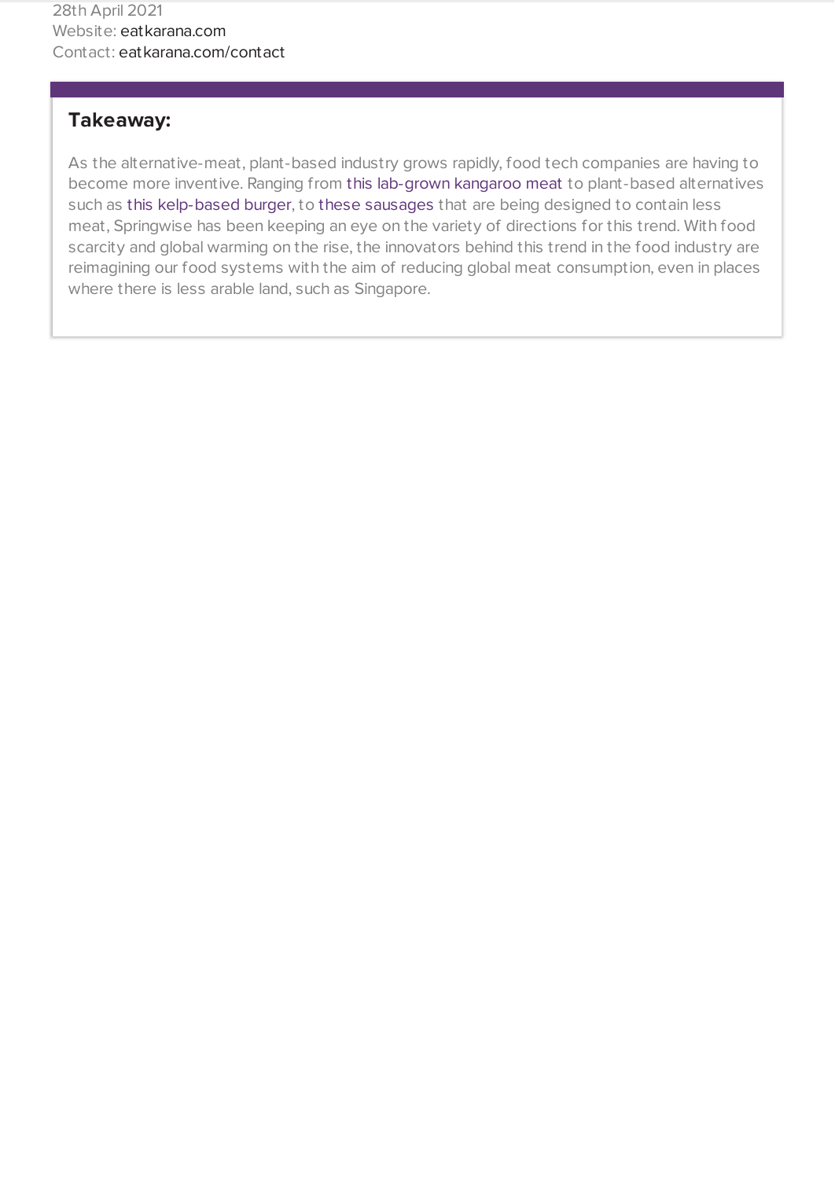28th April 2021
Website: eatkarana.com
Contact: eatkarana.com/contact

**Takeaway:**

As the alternative-meat, plant-based industry grows rapidly, food tech companies are having to become more inventive. Ranging from this lab-grown kangaroo meat to plant-based alternatives such as this kelp-based burger, to these sausages that are being designed to contain less meat, Springwise has been keeping an eye on the variety of directions for this trend. With food scarcity and global warming on the rise, the innovators behind this trend in the food industry are reimagining our food systems with the aim of reducing global meat consumption, even in places where there is less arable land, such as Singapore.